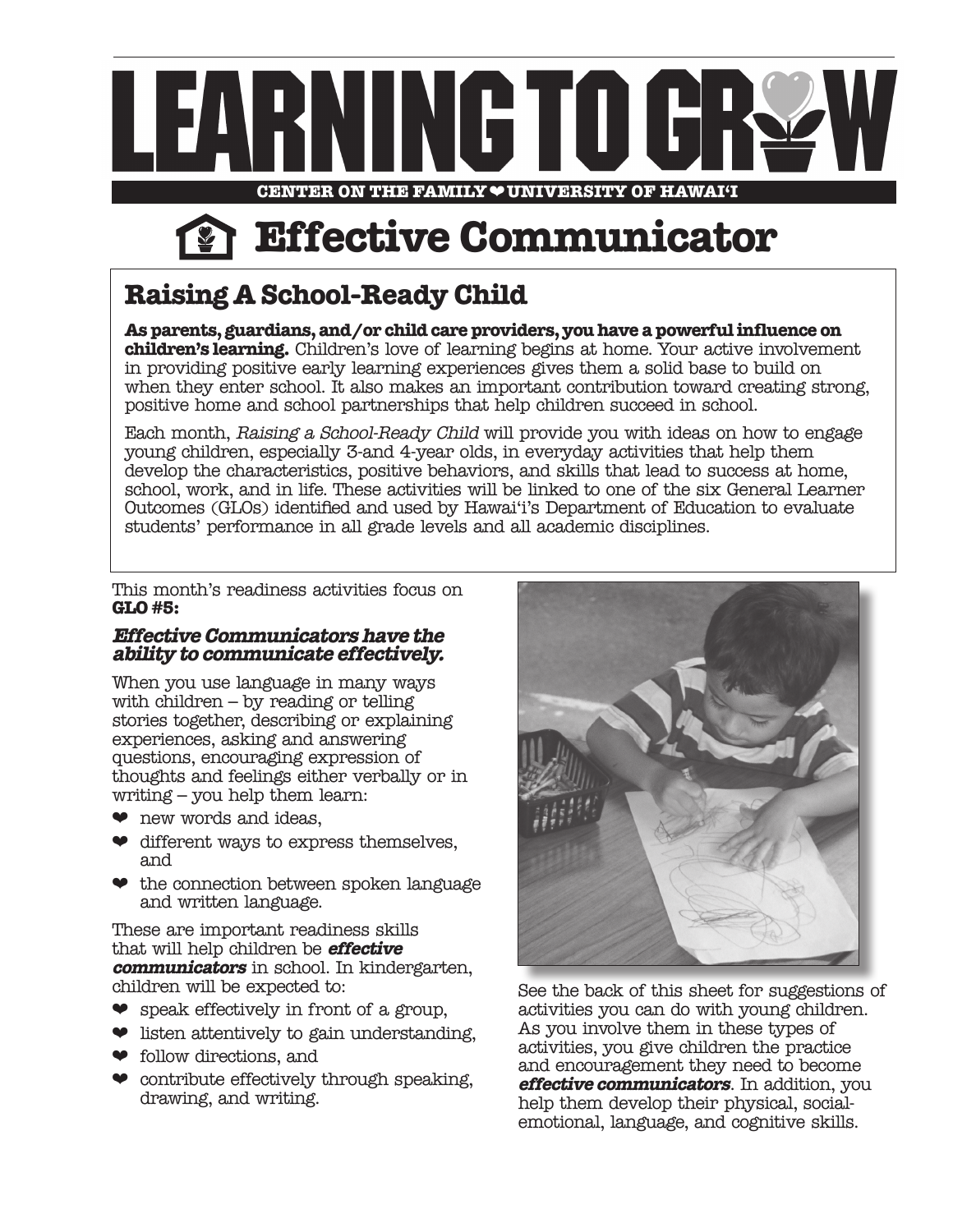# LEARNING TO GROW

CENTER ON THE FAMILY ❤ UNIVERSITY OF HAWAIʻI

## Effective Communicator

### Raising A School-Ready Child

**As parents, guardians, and/or child care providers, you have a powerful influence on children's learning.** Children's love of learning begins at home. Your active involvement in providing positive early learning experiences gives them a solid base to build on when they enter school. It also makes an important contribution toward creating strong, positive home and school partnerships that help children succeed in school.

Each month, *Raising a School-Ready Child* will provide you with ideas on how to engage young children, especially 3-and 4-year olds, in everyday activities that help them develop the characteristics, positive behaviors, and skills that lead to success at home, school, work, and in life. These activities will be linked to one of the six General Learner Outcomes (GLOs) identified and used by Hawaiʻi's Department of Education to evaluate students' performance in all grade levels and all academic disciplines.

This month's readiness activities focus on **GLO #5:**

***Effective Communicators have the ability to communicate effectively.***

When you use language in many ways with children – by reading or telling stories together, describing or explaining experiences, asking and answering questions, encouraging expression of thoughts and feelings either verbally or in writing – you help them learn:

- new words and ideas,
- different ways to express themselves, and
- the connection between spoken language and written language.

These are important readiness skills that will help children be ***effective communicators*** in school. In kindergarten, children will be expected to:

- speak effectively in front of a group,
- listen attentively to gain understanding,
- follow directions, and
- contribute effectively through speaking, drawing, and writing.

See the back of this sheet for suggestions of activities you can do with young children. As you involve them in these types of activities, you give children the practice and encouragement they need to become ***effective communicators***. In addition, you help them develop their physical, social-emotional, language, and cognitive skills.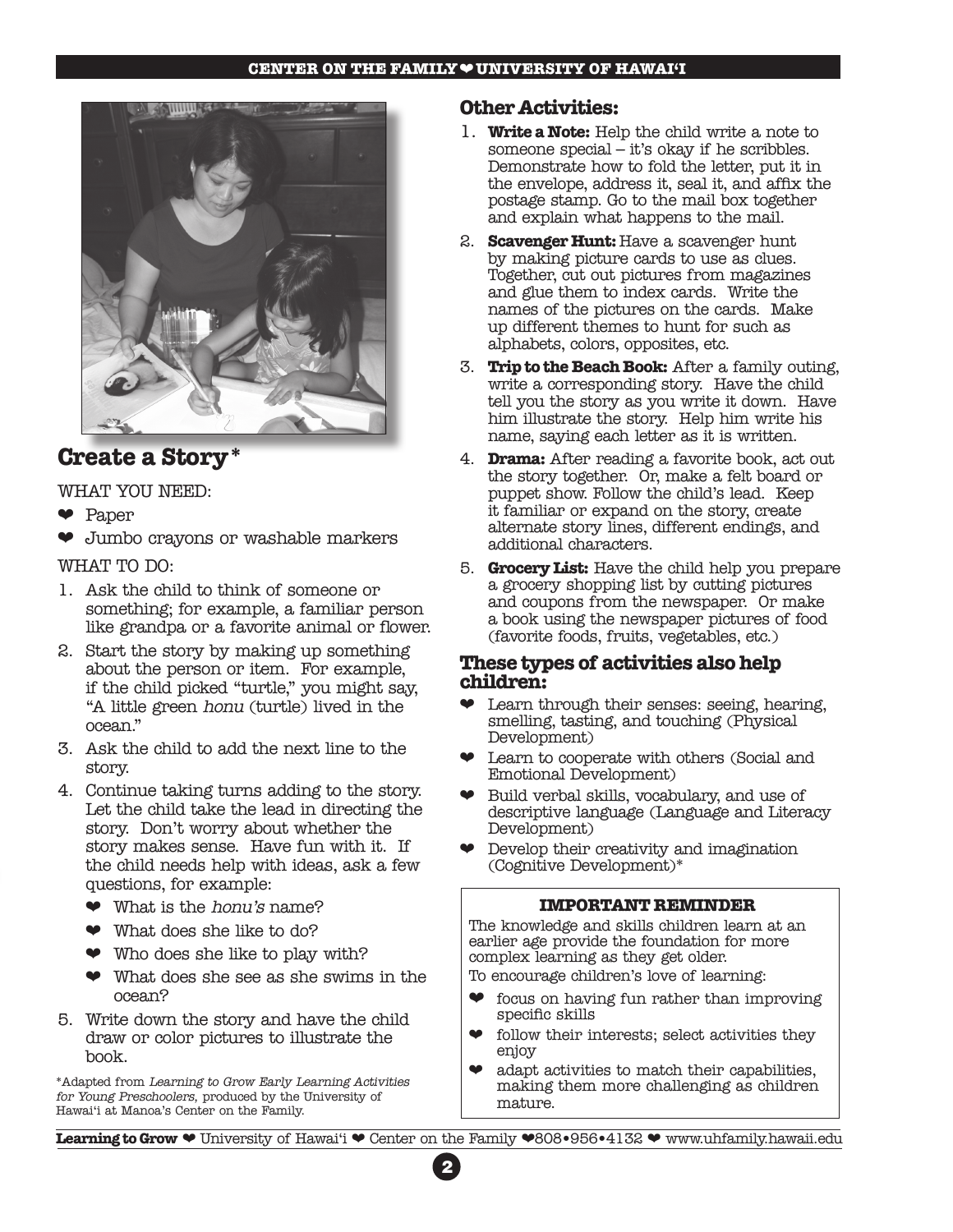## Create a Story*

WHAT YOU NEED:

- Paper
- Jumbo crayons or washable markers

WHAT TO DO:

1. Ask the child to think of someone or something; for example, a familiar person like grandpa or a favorite animal or flower.
2. Start the story by making up something about the person or item. For example, if the child picked "turtle," you might say, "A little green *honu* (turtle) lived in the ocean."
3. Ask the child to add the next line to the story.
4. Continue taking turns adding to the story. Let the child take the lead in directing the story. Don't worry about whether the story makes sense. Have fun with it. If the child needs help with ideas, ask a few questions, for example:
   - What is the *honu's* name?
   - What does she like to do?
   - Who does she like to play with?
   - What does she see as she swims in the ocean?
5. Write down the story and have the child draw or color pictures to illustrate the book.

*Adapted from *Learning to Grow Early Learning Activities for Young Preschoolers,* produced by the University of Hawai'i at Manoa's Center on the Family.

## Other Activities:

1. **Write a Note:** Help the child write a note to someone special – it's okay if he scribbles. Demonstrate how to fold the letter, put it in the envelope, address it, seal it, and affix the postage stamp. Go to the mail box together and explain what happens to the mail.
2. **Scavenger Hunt:** Have a scavenger hunt by making picture cards to use as clues. Together, cut out pictures from magazines and glue them to index cards. Write the names of the pictures on the cards. Make up different themes to hunt for such as alphabets, colors, opposites, etc.
3. **Trip to the Beach Book:** After a family outing, write a corresponding story. Have the child tell you the story as you write it down. Have him illustrate the story. Help him write his name, saying each letter as it is written.
4. **Drama:** After reading a favorite book, act out the story together. Or, make a felt board or puppet show. Follow the child's lead. Keep it familiar or expand on the story, create alternate story lines, different endings, and additional characters.
5. **Grocery List:** Have the child help you prepare a grocery shopping list by cutting pictures and coupons from the newspaper. Or make a book using the newspaper pictures of food (favorite foods, fruits, vegetables, etc.)

## These types of activities also help children:

- Learn through their senses: seeing, hearing, smelling, tasting, and touching (Physical Development)
- Learn to cooperate with others (Social and Emotional Development)
- Build verbal skills, vocabulary, and use of descriptive language (Language and Literacy Development)
- Develop their creativity and imagination (Cognitive Development)*

### IMPORTANT REMINDER

The knowledge and skills children learn at an earlier age provide the foundation for more complex learning as they get older.

To encourage children's love of learning:

- focus on having fun rather than improving specific skills
- follow their interests; select activities they enjoy
- adapt activities to match their capabilities, making them more challenging as children mature.

**Learning to Grow** ❤ University of Hawai'i ❤ Center on the Family ❤808•956•4132 ❤ www.uhfamily.hawaii.edu